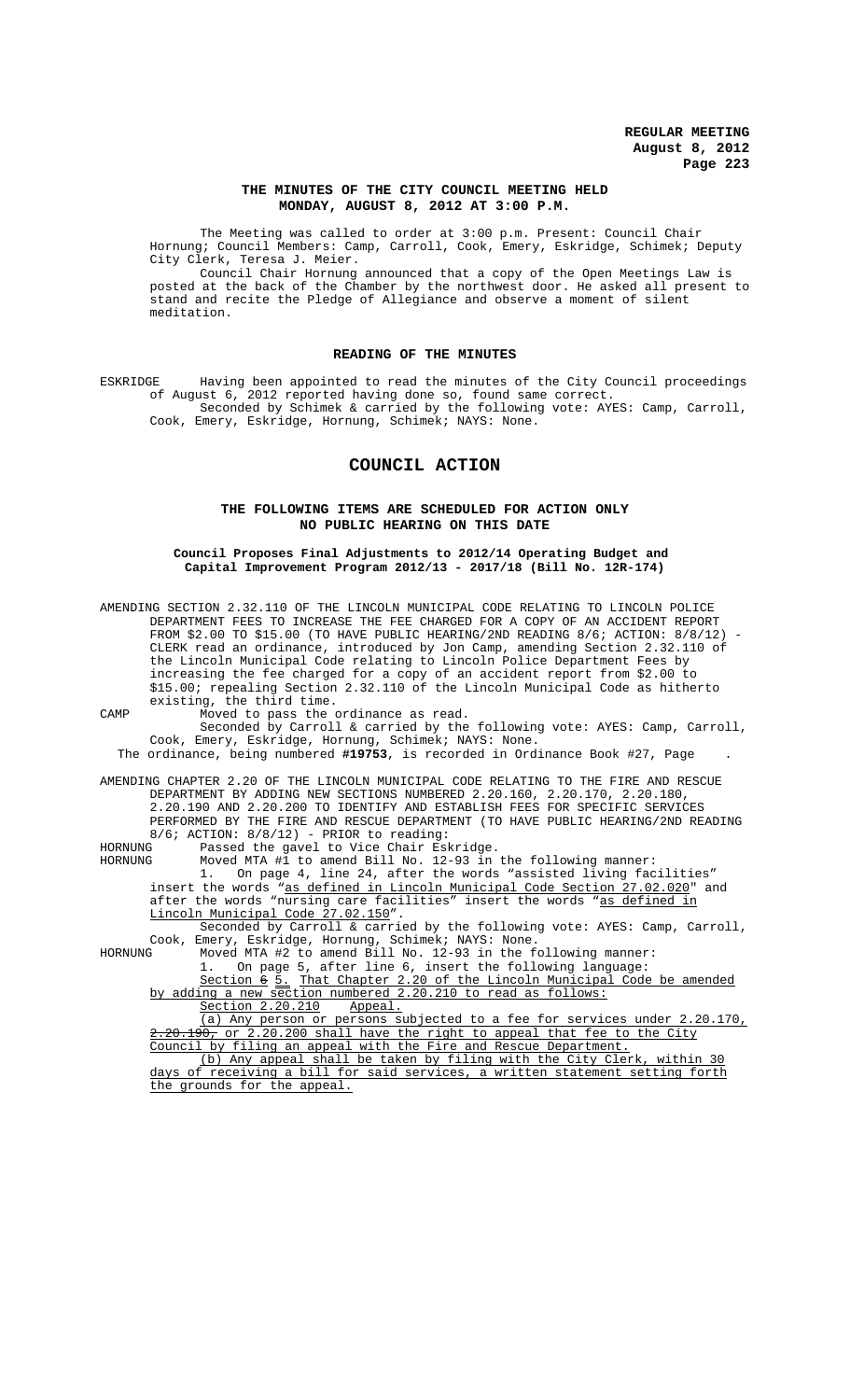**THE MINUTES OF THE CITY COUNCIL MEETING HELD MONDAY, AUGUST 8, 2012 AT 3:00 P.M.**

The Meeting was called to order at 3:00 p.m. Present: Council Chair Hornung; Council Members: Camp, Carroll, Cook, Emery, Eskridge, Schimek; Deputy City Clerk, Teresa J. Meier.

Council Chair Hornung announced that a copy of the Open Meetings Law is posted at the back of the Chamber by the northwest door. He asked all present to stand and recite the Pledge of Allegiance and observe a moment of silent meditation.

## READING OF THE MINUTES

ESKRIDGE Having been appointed to read the minutes of the City Council proceedings of August 6, 2012 reported having done so, found same correct.

Seconded by Schimek & carried by the following vote: AYES: Camp, Carroll, Cook, Emery, Eskridge, Hornung, Schimek; NAYS: None.

# COUNCIL ACTION

### THE FOLLOWING ITEMS ARE SCHEDULED FOR ACTION ONLY NO PUBLIC HEARING ON THIS DATE

**Council Proposes Final Adjustments to 2012/14 Operating Budget and Capital Improvement Program 2012/13 - 2017/18 (Bill No. 12R-174)**

AMENDING SECTION 2.32.110 OF THE LINCOLN MUNICIPAL CODE RELATING TO LINCOLN POLICE DEPARTMENT FEES TO INCREASE THE FEE CHARGED FOR A COPY OF AN ACCIDENT REPORT FROM $2.00 TO $15.00 (TO HAVE PUBLIC HEARING/2ND READING 8/6; ACTION: 8/8/12) - CLERK read an ordinance, introduced by Jon Camp, amending Section 2.32.110 of the Lincoln Municipal Code relating to Lincoln Police Department Fees by increasing the fee charged for a copy of an accident report from $2.00 to $15.00; repealing Section 2.32.110 of the Lincoln Municipal Code as hitherto existing, the third time.

CAMP Moved to pass the ordinance as read.

Seconded by Carroll & carried by the following vote: AYES: Camp, Carroll, Cook, Emery, Eskridge, Hornung, Schimek; NAYS: None.

The ordinance, being numbered **#19753**, is recorded in Ordinance Book #27, Page .

AMENDING CHAPTER 2.20 OF THE LINCOLN MUNICIPAL CODE RELATING TO THE FIRE AND RESCUE DEPARTMENT BY ADDING NEW SECTIONS NUMBERED 2.20.160, 2.20.170, 2.20.180, 2.20.190 AND 2.20.200 TO IDENTIFY AND ESTABLISH FEES FOR SPECIFIC SERVICES PERFORMED BY THE FIRE AND RESCUE DEPARTMENT (TO HAVE PUBLIC HEARING/2ND READING 8/6; ACTION: 8/8/12) - PRIOR to reading:

HORNUNG Passed the gavel to Vice Chair Eskridge.

HORNUNG Moved MTA #1 to amend Bill No. 12-93 in the following manner:

1. On page 4, line 24, after the words "assisted living facilities" insert the words "<u>as defined in Lincoln Municipal Code Section 27.02.020</u>" and after the words "nursing care facilities" insert the words "<u>as defined in Lincoln Municipal Code 27.02.150</u>".

Seconded by Carroll & carried by the following vote: AYES: Camp, Carroll, Cook, Emery, Eskridge, Hornung, Schimek; NAYS: None.

HORNUNG Moved MTA #2 to amend Bill No. 12-93 in the following manner:

1. On page 5, after line 6, insert the following language:

<u>Section ~~6~~ 5. That Chapter 2.20 of the Lincoln Municipal Code be amended by adding a new section numbered 2.20.210 to read as follows:</u>

<u>Section 2.20.210 Appeal.</u>

<u>(a) Any person or persons subjected to a fee for services under 2.20.170, ~~2.20.190,~~ or 2.20.200 shall have the right to appeal that fee to the City Council by filing an appeal with the Fire and Rescue Department.</u>

<u>(b) Any appeal shall be taken by filing with the City Clerk, within 30 days of receiving a bill for said services, a written statement setting forth the grounds for the appeal.</u>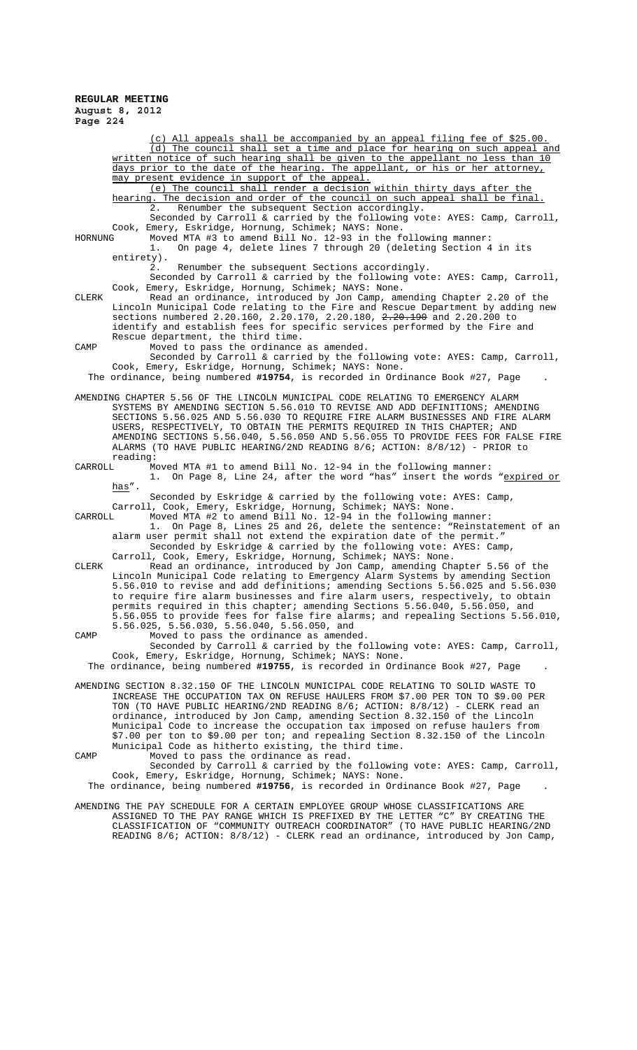(c) All appeals shall be accompanied by an appeal filing fee of $25.00.

(d) The council shall set a time and place for hearing on such appeal and written notice of such hearing shall be given to the appellant no less than 10 days prior to the date of the hearing. The appellant, or his or her attorney, may present evidence in support of the appeal.

(e) The council shall render a decision within thirty days after the hearing. The decision and order of the council on such appeal shall be final.

2. Renumber the subsequent Section accordingly.

Seconded by Carroll & carried by the following vote: AYES: Camp, Carroll, Cook, Emery, Eskridge, Hornung, Schimek; NAYS: None.

HORNUNG Moved MTA #3 to amend Bill No. 12-93 in the following manner:

1. On page 4, delete lines 7 through 20 (deleting Section 4 in its entirety).

2. Renumber the subsequent Sections accordingly.

Seconded by Carroll & carried by the following vote: AYES: Camp, Carroll, Cook, Emery, Eskridge, Hornung, Schimek; NAYS: None.

CLERK Read an ordinance, introduced by Jon Camp, amending Chapter 2.20 of the Lincoln Municipal Code relating to the Fire and Rescue Department by adding new sections numbered 2.20.160, 2.20.170, 2.20.180, ~~2.20.190~~ and 2.20.200 to identify and establish fees for specific services performed by the Fire and Rescue department, the third time.

CAMP Moved to pass the ordinance as amended.

Seconded by Carroll & carried by the following vote: AYES: Camp, Carroll, Cook, Emery, Eskridge, Hornung, Schimek; NAYS: None.

The ordinance, being numbered **#19754**, is recorded in Ordinance Book #27, Page .

AMENDING CHAPTER 5.56 OF THE LINCOLN MUNICIPAL CODE RELATING TO EMERGENCY ALARM SYSTEMS BY AMENDING SECTION 5.56.010 TO REVISE AND ADD DEFINITIONS; AMENDING SECTIONS 5.56.025 AND 5.56.030 TO REQUIRE FIRE ALARM BUSINESSES AND FIRE ALARM USERS, RESPECTIVELY, TO OBTAIN THE PERMITS REQUIRED IN THIS CHAPTER; AND AMENDING SECTIONS 5.56.040, 5.56.050 AND 5.56.055 TO PROVIDE FEES FOR FALSE FIRE ALARMS (TO HAVE PUBLIC HEARING/2ND READING 8/6; ACTION: 8/8/12) - PRIOR to reading:

CARROLL Moved MTA #1 to amend Bill No. 12-94 in the following manner:

1. On Page 8, Line 24, after the word "has" insert the words "expired or has".

Seconded by Eskridge & carried by the following vote: AYES: Camp, Carroll, Cook, Emery, Eskridge, Hornung, Schimek; NAYS: None.

CARROLL Moved MTA #2 to amend Bill No. 12-94 in the following manner:

1. On Page 8, Lines 25 and 26, delete the sentence: "Reinstatement of an alarm user permit shall not extend the expiration date of the permit."

Seconded by Eskridge & carried by the following vote: AYES: Camp, Carroll, Cook, Emery, Eskridge, Hornung, Schimek; NAYS: None.

CLERK Read an ordinance, introduced by Jon Camp, amending Chapter 5.56 of the Lincoln Municipal Code relating to Emergency Alarm Systems by amending Section 5.56.010 to revise and add definitions; amending Sections 5.56.025 and 5.56.030 to require fire alarm businesses and fire alarm users, respectively, to obtain permits required in this chapter; amending Sections 5.56.040, 5.56.050, and 5.56.055 to provide fees for false fire alarms; and repealing Sections 5.56.010, 5.56.025, 5.56.030, 5.56.040, 5.56.050, and

CAMP Moved to pass the ordinance as amended.

Seconded by Carroll & carried by the following vote: AYES: Camp, Carroll, Cook, Emery, Eskridge, Hornung, Schimek; NAYS: None.

The ordinance, being numbered **#19755**, is recorded in Ordinance Book #27, Page .

AMENDING SECTION 8.32.150 OF THE LINCOLN MUNICIPAL CODE RELATING TO SOLID WASTE TO INCREASE THE OCCUPATION TAX ON REFUSE HAULERS FROM $7.00 PER TON TO $9.00 PER TON (TO HAVE PUBLIC HEARING/2ND READING 8/6; ACTION: 8/8/12) - CLERK read an ordinance, introduced by Jon Camp, amending Section 8.32.150 of the Lincoln Municipal Code to increase the occupation tax imposed on refuse haulers from $7.00 per ton to $9.00 per ton; and repealing Section 8.32.150 of the Lincoln Municipal Code as hitherto existing, the third time.

CAMP Moved to pass the ordinance as read.

Seconded by Carroll & carried by the following vote: AYES: Camp, Carroll, Cook, Emery, Eskridge, Hornung, Schimek; NAYS: None.

The ordinance, being numbered **#19756**, is recorded in Ordinance Book #27, Page .

AMENDING THE PAY SCHEDULE FOR A CERTAIN EMPLOYEE GROUP WHOSE CLASSIFICATIONS ARE ASSIGNED TO THE PAY RANGE WHICH IS PREFIXED BY THE LETTER "C" BY CREATING THE CLASSIFICATION OF "COMMUNITY OUTREACH COORDINATOR" (TO HAVE PUBLIC HEARING/2ND READING 8/6; ACTION: 8/8/12) - CLERK read an ordinance, introduced by Jon Camp,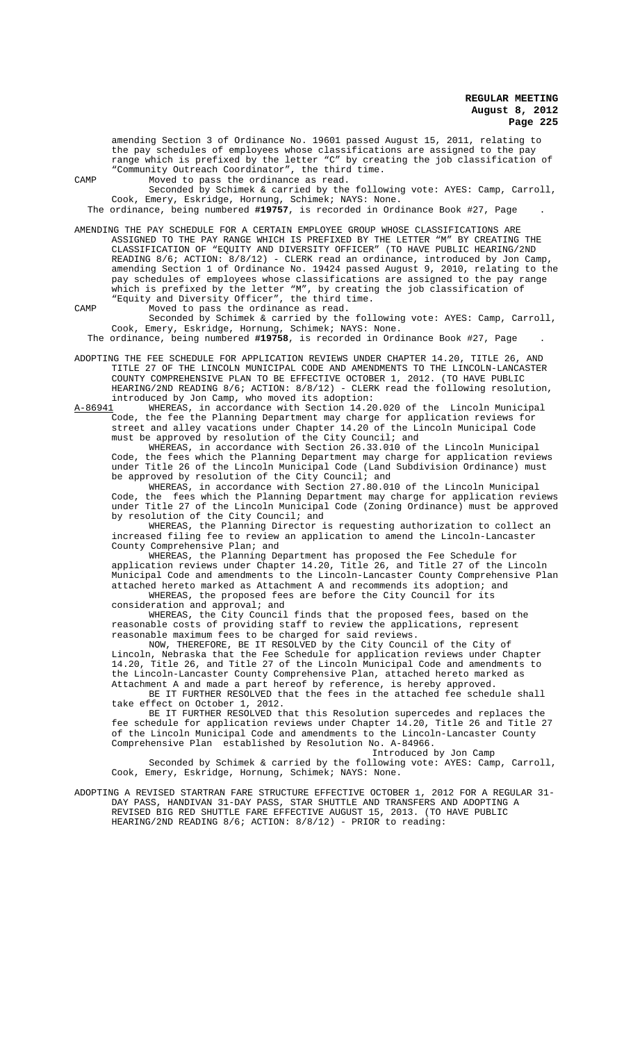amending Section 3 of Ordinance No. 19601 passed August 15, 2011, relating to the pay schedules of employees whose classifications are assigned to the pay range which is prefixed by the letter "C" by creating the job classification of "Community Outreach Coordinator", the third time.

CAMP Moved to pass the ordinance as read.

Seconded by Schimek & carried by the following vote: AYES: Camp, Carroll, Cook, Emery, Eskridge, Hornung, Schimek; NAYS: None.

The ordinance, being numbered **#19757**, is recorded in Ordinance Book #27, Page .

AMENDING THE PAY SCHEDULE FOR A CERTAIN EMPLOYEE GROUP WHOSE CLASSIFICATIONS ARE ASSIGNED TO THE PAY RANGE WHICH IS PREFIXED BY THE LETTER "M" BY CREATING THE CLASSIFICATION OF "EQUITY AND DIVERSITY OFFICER" (TO HAVE PUBLIC HEARING/2ND READING 8/6; ACTION: 8/8/12) - CLERK read an ordinance, introduced by Jon Camp, amending Section 1 of Ordinance No. 19424 passed August 9, 2010, relating to the pay schedules of employees whose classifications are assigned to the pay range which is prefixed by the letter "M", by creating the job classification of "Equity and Diversity Officer", the third time.

CAMP Moved to pass the ordinance as read.

Seconded by Schimek & carried by the following vote: AYES: Camp, Carroll, Cook, Emery, Eskridge, Hornung, Schimek; NAYS: None.

The ordinance, being numbered **#19758**, is recorded in Ordinance Book #27, Page .

ADOPTING THE FEE SCHEDULE FOR APPLICATION REVIEWS UNDER CHAPTER 14.20, TITLE 26, AND TITLE 27 OF THE LINCOLN MUNICIPAL CODE AND AMENDMENTS TO THE LINCOLN-LANCASTER COUNTY COMPREHENSIVE PLAN TO BE EFFECTIVE OCTOBER 1, 2012. (TO HAVE PUBLIC HEARING/2ND READING 8/6; ACTION: 8/8/12) - CLERK read the following resolution, introduced by Jon Camp, who moved its adoption:

A-86941 WHEREAS, in accordance with Section 14.20.020 of the Lincoln Municipal Code, the fee the Planning Department may charge for application reviews for street and alley vacations under Chapter 14.20 of the Lincoln Municipal Code must be approved by resolution of the City Council; and

WHEREAS, in accordance with Section 26.33.010 of the Lincoln Municipal Code, the fees which the Planning Department may charge for application reviews under Title 26 of the Lincoln Municipal Code (Land Subdivision Ordinance) must be approved by resolution of the City Council; and

WHEREAS, in accordance with Section 27.80.010 of the Lincoln Municipal Code, the fees which the Planning Department may charge for application reviews under Title 27 of the Lincoln Municipal Code (Zoning Ordinance) must be approved by resolution of the City Council; and

WHEREAS, the Planning Director is requesting authorization to collect an increased filing fee to review an application to amend the Lincoln-Lancaster County Comprehensive Plan; and

WHEREAS, the Planning Department has proposed the Fee Schedule for application reviews under Chapter 14.20, Title 26, and Title 27 of the Lincoln Municipal Code and amendments to the Lincoln-Lancaster County Comprehensive Plan attached hereto marked as Attachment A and recommends its adoption; and

WHEREAS, the proposed fees are before the City Council for its consideration and approval; and

WHEREAS, the City Council finds that the proposed fees, based on the reasonable costs of providing staff to review the applications, represent reasonable maximum fees to be charged for said reviews.

NOW, THEREFORE, BE IT RESOLVED by the City Council of the City of Lincoln, Nebraska that the Fee Schedule for application reviews under Chapter 14.20, Title 26, and Title 27 of the Lincoln Municipal Code and amendments to the Lincoln-Lancaster County Comprehensive Plan, attached hereto marked as Attachment A and made a part hereof by reference, is hereby approved.

BE IT FURTHER RESOLVED that the fees in the attached fee schedule shall take effect on October 1, 2012.

BE IT FURTHER RESOLVED that this Resolution supercedes and replaces the fee schedule for application reviews under Chapter 14.20, Title 26 and Title 27 of the Lincoln Municipal Code and amendments to the Lincoln-Lancaster County Comprehensive Plan established by Resolution No. A-84966.

Introduced by Jon Camp

Seconded by Schimek & carried by the following vote: AYES: Camp, Carroll, Cook, Emery, Eskridge, Hornung, Schimek; NAYS: None.

ADOPTING A REVISED STARTRAN FARE STRUCTURE EFFECTIVE OCTOBER 1, 2012 FOR A REGULAR 31-DAY PASS, HANDIVAN 31-DAY PASS, STAR SHUTTLE AND TRANSFERS AND ADOPTING A REVISED BIG RED SHUTTLE FARE EFFECTIVE AUGUST 15, 2013. (TO HAVE PUBLIC HEARING/2ND READING 8/6; ACTION: 8/8/12) - PRIOR to reading: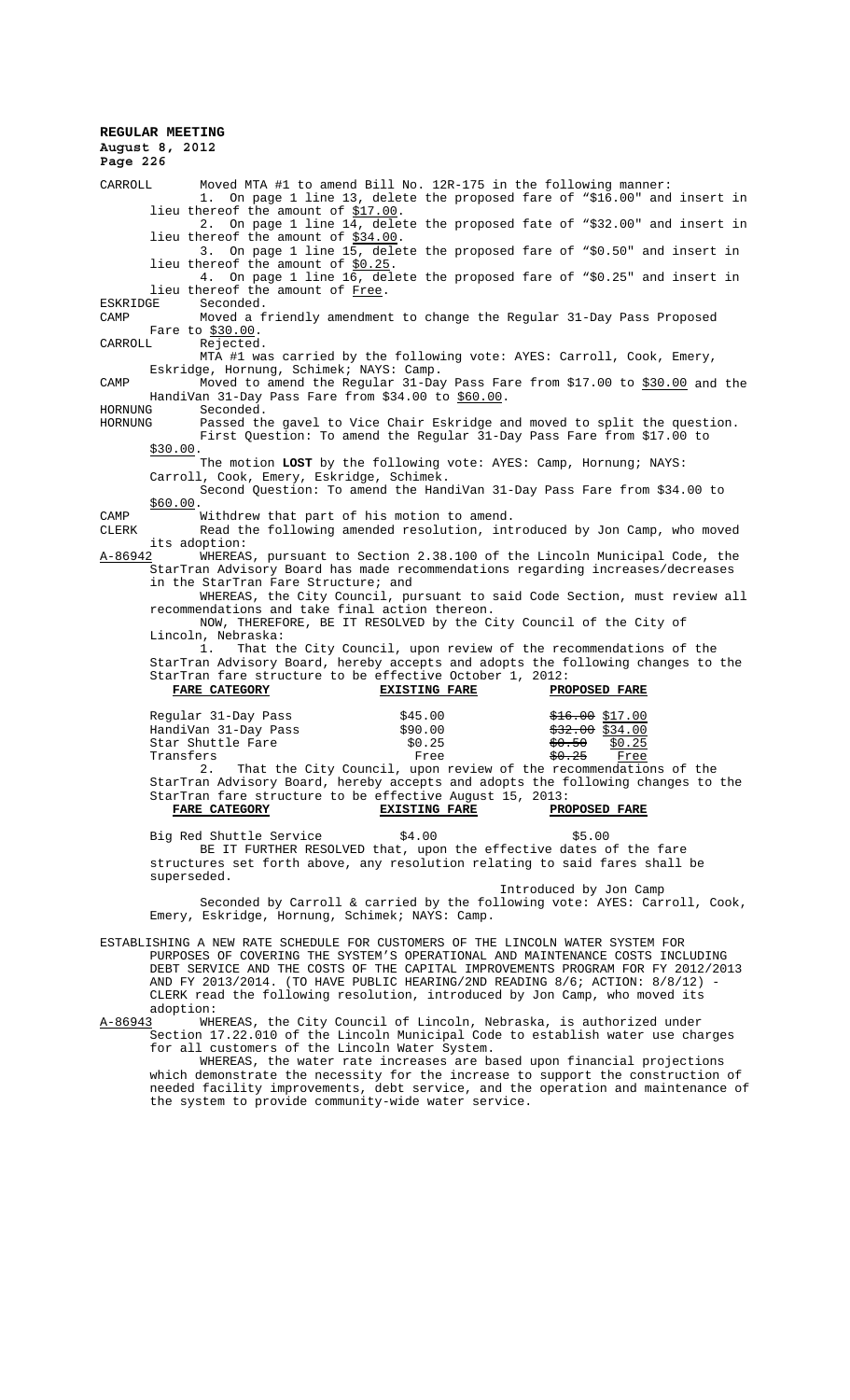CARROLL Moved MTA #1 to amend Bill No. 12R-175 in the following manner:

1. On page 1 line 13, delete the proposed fare of "$16.00" and insert in lieu thereof the amount of $17.00.
2. On page 1 line 14, delete the proposed fate of "$32.00" and insert in lieu thereof the amount of $34.00.
3. On page 1 line 15, delete the proposed fare of "$0.50" and insert in lieu thereof the amount of $0.25.
4. On page 1 line 16, delete the proposed fare of "$0.25" and insert in lieu thereof the amount of Free.

ESKRIDGE Seconded.

CAMP Moved a friendly amendment to change the Regular 31-Day Pass Proposed Fare to $30.00.

CARROLL Rejected.

MTA #1 was carried by the following vote: AYES: Carroll, Cook, Emery, Eskridge, Hornung, Schimek; NAYS: Camp.

CAMP Moved to amend the Regular 31-Day Pass Fare from $17.00 to $30.00 and the HandiVan 31-Day Pass Fare from $34.00 to $60.00.

HORNUNG Seconded.

HORNUNG Passed the gavel to Vice Chair Eskridge and moved to split the question.

First Question: To amend the Regular 31-Day Pass Fare from $17.00 to $30.00.

The motion **LOST** by the following vote: AYES: Camp, Hornung; NAYS: Carroll, Cook, Emery, Eskridge, Schimek.

Second Question: To amend the HandiVan 31-Day Pass Fare from $34.00 to $60.00.

CAMP Withdrew that part of his motion to amend.

CLERK Read the following amended resolution, introduced by Jon Camp, who moved its adoption:

A-86942 WHEREAS, pursuant to Section 2.38.100 of the Lincoln Municipal Code, the StarTran Advisory Board has made recommendations regarding increases/decreases in the StarTran Fare Structure; and

WHEREAS, the City Council, pursuant to said Code Section, must review all recommendations and take final action thereon.

NOW, THEREFORE, BE IT RESOLVED by the City Council of the City of Lincoln, Nebraska:

1. That the City Council, upon review of the recommendations of the StarTran Advisory Board, hereby accepts and adopts the following changes to the StarTran fare structure to be effective October 1, 2012:

| FARE CATEGORY | EXISTING FARE | PROPOSED FARE |
|---|---|---|
| Regular 31-Day Pass | $45.00 | ~~$16.00~~ $17.00 |
| HandiVan 31-Day Pass | $90.00 | ~~$32.00~~ $34.00 |
| Star Shuttle Fare | $0.25 | ~~$0.50~~ $0.25 |
| Transfers | Free | ~~$0.25~~ Free |

2. That the City Council, upon review of the recommendations of the StarTran Advisory Board, hereby accepts and adopts the following changes to the StarTran fare structure to be effective August 15, 2013:

| FARE CATEGORY | EXISTING FARE | PROPOSED FARE |
|---|---|---|
| Big Red Shuttle Service | $4.00 | $5.00 |

BE IT FURTHER RESOLVED that, upon the effective dates of the fare structures set forth above, any resolution relating to said fares shall be superseded.

Introduced by Jon Camp

Seconded by Carroll & carried by the following vote: AYES: Carroll, Cook, Emery, Eskridge, Hornung, Schimek; NAYS: Camp.

ESTABLISHING A NEW RATE SCHEDULE FOR CUSTOMERS OF THE LINCOLN WATER SYSTEM FOR PURPOSES OF COVERING THE SYSTEM'S OPERATIONAL AND MAINTENANCE COSTS INCLUDING DEBT SERVICE AND THE COSTS OF THE CAPITAL IMPROVEMENTS PROGRAM FOR FY 2012/2013 AND FY 2013/2014. (TO HAVE PUBLIC HEARING/2ND READING 8/6; ACTION: 8/8/12) - CLERK read the following resolution, introduced by Jon Camp, who moved its adoption:

A-86943 WHEREAS, the City Council of Lincoln, Nebraska, is authorized under Section 17.22.010 of the Lincoln Municipal Code to establish water use charges for all customers of the Lincoln Water System.

WHEREAS, the water rate increases are based upon financial projections which demonstrate the necessity for the increase to support the construction of needed facility improvements, debt service, and the operation and maintenance of the system to provide community-wide water service.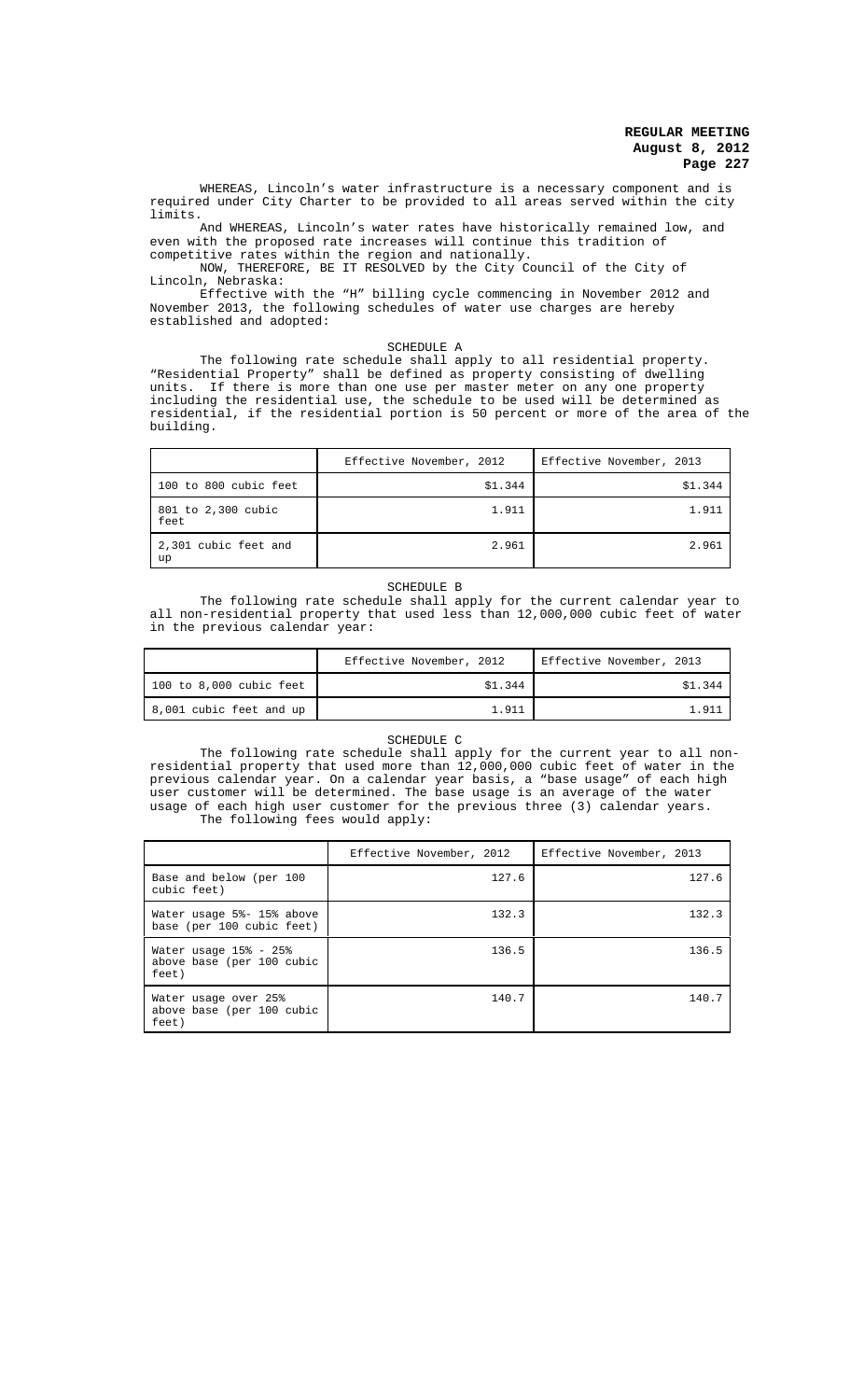WHEREAS, Lincoln's water infrastructure is a necessary component and is required under City Charter to be provided to all areas served within the city limits.

And WHEREAS, Lincoln's water rates have historically remained low, and even with the proposed rate increases will continue this tradition of competitive rates within the region and nationally.

NOW, THEREFORE, BE IT RESOLVED by the City Council of the City of Lincoln, Nebraska:

Effective with the "H" billing cycle commencing in November 2012 and November 2013, the following schedules of water use charges are hereby established and adopted:

SCHEDULE A

The following rate schedule shall apply to all residential property. "Residential Property" shall be defined as property consisting of dwelling units. If there is more than one use per master meter on any one property including the residential use, the schedule to be used will be determined as residential, if the residential portion is 50 percent or more of the area of the building.

| | Effective November, 2012 | Effective November, 2013 |
|---|---|---|
| 100 to 800 cubic feet | $1.344 | $1.344 |
| 801 to 2,300 cubic feet | 1.911 | 1.911 |
| 2,301 cubic feet and up | 2.961 | 2.961 |

SCHEDULE B

The following rate schedule shall apply for the current calendar year to all non-residential property that used less than 12,000,000 cubic feet of water in the previous calendar year:

| | Effective November, 2012 | Effective November, 2013 |
|---|---|---|
| 100 to 8,000 cubic feet | $1.344 | $1.344 |
| 8,001 cubic feet and up | 1.911 | 1.911 |

SCHEDULE C

The following rate schedule shall apply for the current year to all non-residential property that used more than 12,000,000 cubic feet of water in the previous calendar year. On a calendar year basis, a "base usage" of each high user customer will be determined. The base usage is an average of the water usage of each high user customer for the previous three (3) calendar years.

The following fees would apply:

| | Effective November, 2012 | Effective November, 2013 |
|---|---|---|
| Base and below (per 100 cubic feet) | 127.6 | 127.6 |
| Water usage 5%- 15% above base (per 100 cubic feet) | 132.3 | 132.3 |
| Water usage 15% - 25% above base (per 100 cubic feet) | 136.5 | 136.5 |
| Water usage over 25% above base (per 100 cubic feet) | 140.7 | 140.7 |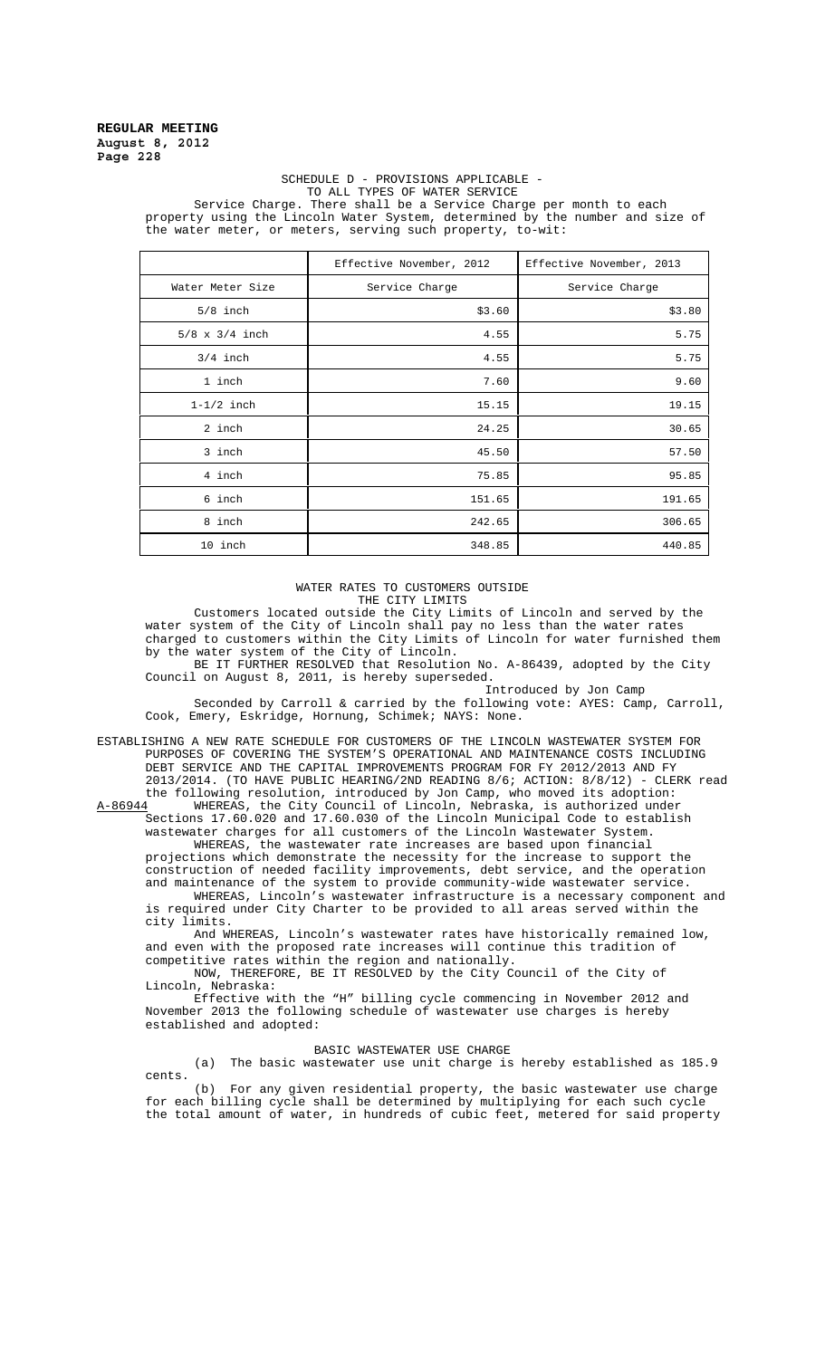SCHEDULE D - PROVISIONS APPLICABLE - TO ALL TYPES OF WATER SERVICE

Service Charge. There shall be a Service Charge per month to each property using the Lincoln Water System, determined by the number and size of the water meter, or meters, serving such property, to-wit:

| | Effective November, 2012 | Effective November, 2013 |
|---|---|---|
| Water Meter Size | Service Charge | Service Charge |
| 5/8 inch | $3.60 | $3.80 |
| 5/8 x 3/4 inch | 4.55 | 5.75 |
| 3/4 inch | 4.55 | 5.75 |
| 1 inch | 7.60 | 9.60 |
| 1-1/2 inch | 15.15 | 19.15 |
| 2 inch | 24.25 | 30.65 |
| 3 inch | 45.50 | 57.50 |
| 4 inch | 75.85 | 95.85 |
| 6 inch | 151.65 | 191.65 |
| 8 inch | 242.65 | 306.65 |
| 10 inch | 348.85 | 440.85 |

WATER RATES TO CUSTOMERS OUTSIDE THE CITY LIMITS

Customers located outside the City Limits of Lincoln and served by the water system of the City of Lincoln shall pay no less than the water rates charged to customers within the City Limits of Lincoln for water furnished them by the water system of the City of Lincoln.

BE IT FURTHER RESOLVED that Resolution No. A-86439, adopted by the City Council on August 8, 2011, is hereby superseded.

Introduced by Jon Camp

Seconded by Carroll & carried by the following vote: AYES: Camp, Carroll, Cook, Emery, Eskridge, Hornung, Schimek; NAYS: None.

ESTABLISHING A NEW RATE SCHEDULE FOR CUSTOMERS OF THE LINCOLN WASTEWATER SYSTEM FOR PURPOSES OF COVERING THE SYSTEM'S OPERATIONAL AND MAINTENANCE COSTS INCLUDING DEBT SERVICE AND THE CAPITAL IMPROVEMENTS PROGRAM FOR FY 2012/2013 AND FY 2013/2014. (TO HAVE PUBLIC HEARING/2ND READING 8/6; ACTION: 8/8/12) - CLERK read the following resolution, introduced by Jon Camp, who moved its adoption:

A-86944 WHEREAS, the City Council of Lincoln, Nebraska, is authorized under Sections 17.60.020 and 17.60.030 of the Lincoln Municipal Code to establish wastewater charges for all customers of the Lincoln Wastewater System.

WHEREAS, the wastewater rate increases are based upon financial projections which demonstrate the necessity for the increase to support the construction of needed facility improvements, debt service, and the operation and maintenance of the system to provide community-wide wastewater service.

WHEREAS, Lincoln's wastewater infrastructure is a necessary component and is required under City Charter to be provided to all areas served within the city limits.

And WHEREAS, Lincoln's wastewater rates have historically remained low, and even with the proposed rate increases will continue this tradition of competitive rates within the region and nationally.

NOW, THEREFORE, BE IT RESOLVED by the City Council of the City of Lincoln, Nebraska:

Effective with the "H" billing cycle commencing in November 2012 and November 2013 the following schedule of wastewater use charges is hereby established and adopted:

BASIC WASTEWATER USE CHARGE

(a) The basic wastewater use unit charge is hereby established as 185.9 cents.

(b) For any given residential property, the basic wastewater use charge for each billing cycle shall be determined by multiplying for each such cycle the total amount of water, in hundreds of cubic feet, metered for said property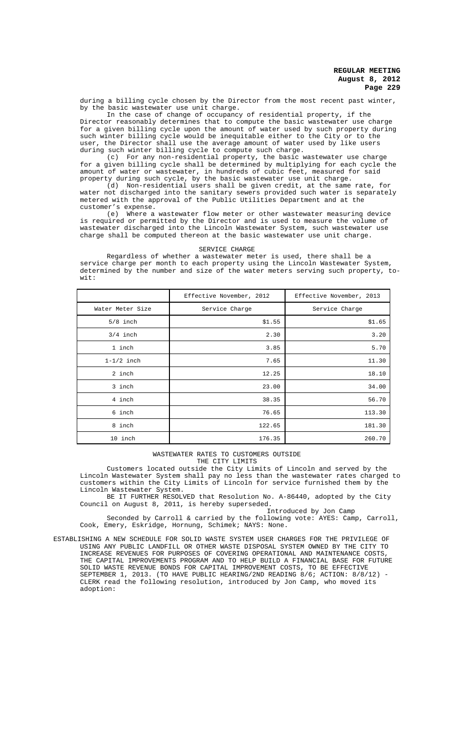during a billing cycle chosen by the Director from the most recent past winter, by the basic wastewater use unit charge.

In the case of change of occupancy of residential property, if the Director reasonably determines that to compute the basic wastewater use charge for a given billing cycle upon the amount of water used by such property during such winter billing cycle would be inequitable either to the City or to the user, the Director shall use the average amount of water used by like users during such winter billing cycle to compute such charge.

(c) For any non-residential property, the basic wastewater use charge for a given billing cycle shall be determined by multiplying for each cycle the amount of water or wastewater, in hundreds of cubic feet, measured for said property during such cycle, by the basic wastewater use unit charge.

(d) Non-residential users shall be given credit, at the same rate, for water not discharged into the sanitary sewers provided such water is separately metered with the approval of the Public Utilities Department and at the customer's expense.

(e) Where a wastewater flow meter or other wastewater measuring device is required or permitted by the Director and is used to measure the volume of wastewater discharged into the Lincoln Wastewater System, such wastewater use charge shall be computed thereon at the basic wastewater use unit charge.

SERVICE CHARGE

Regardless of whether a wastewater meter is used, there shall be a service charge per month to each property using the Lincoln Wastewater System, determined by the number and size of the water meters serving such property, to-wit:

| | Effective November, 2012 | Effective November, 2013 |
|---|---|---|
| Water Meter Size | Service Charge | Service Charge |
| 5/8 inch | $1.55 | $1.65 |
| 3/4 inch | 2.30 | 3.20 |
| 1 inch | 3.85 | 5.70 |
| 1-1/2 inch | 7.65 | 11.30 |
| 2 inch | 12.25 | 18.10 |
| 3 inch | 23.00 | 34.00 |
| 4 inch | 38.35 | 56.70 |
| 6 inch | 76.65 | 113.30 |
| 8 inch | 122.65 | 181.30 |
| 10 inch | 176.35 | 260.70 |

WASTEWATER RATES TO CUSTOMERS OUTSIDE THE CITY LIMITS

Customers located outside the City Limits of Lincoln and served by the Lincoln Wastewater System shall pay no less than the wastewater rates charged to customers within the City Limits of Lincoln for service furnished them by the Lincoln Wastewater System.

BE IT FURTHER RESOLVED that Resolution No. A-86440, adopted by the City Council on August 8, 2011, is hereby superseded.

Introduced by Jon Camp

Seconded by Carroll & carried by the following vote: AYES: Camp, Carroll, Cook, Emery, Eskridge, Hornung, Schimek; NAYS: None.

ESTABLISHING A NEW SCHEDULE FOR SOLID WASTE SYSTEM USER CHARGES FOR THE PRIVILEGE OF USING ANY PUBLIC LANDFILL OR OTHER WASTE DISPOSAL SYSTEM OWNED BY THE CITY TO INCREASE REVENUES FOR PURPOSES OF COVERING OPERATIONAL AND MAINTENANCE COSTS, THE CAPITAL IMPROVEMENTS PROGRAM AND TO HELP BUILD A FINANCIAL BASE FOR FUTURE SOLID WASTE REVENUE BONDS FOR CAPITAL IMPROVEMENT COSTS, TO BE EFFECTIVE SEPTEMBER 1, 2013. (TO HAVE PUBLIC HEARING/2ND READING 8/6; ACTION: 8/8/12) - CLERK read the following resolution, introduced by Jon Camp, who moved its adoption: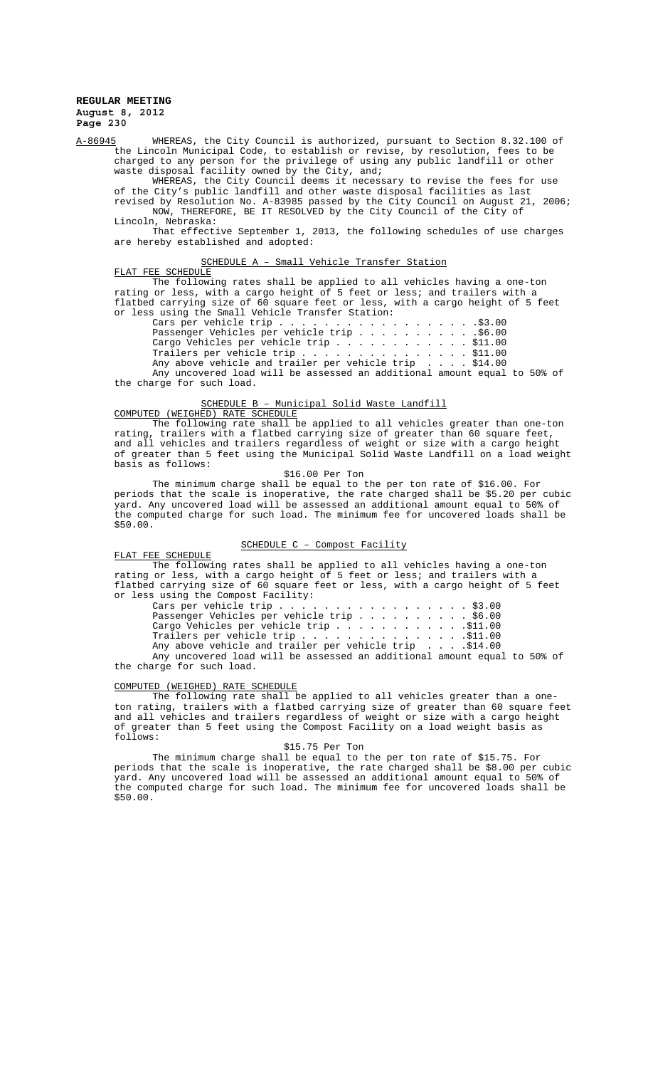A-86945 WHEREAS, the City Council is authorized, pursuant to Section 8.32.100 of the Lincoln Municipal Code, to establish or revise, by resolution, fees to be charged to any person for the privilege of using any public landfill or other waste disposal facility owned by the City, and;

WHEREAS, the City Council deems it necessary to revise the fees for use of the City's public landfill and other waste disposal facilities as last revised by Resolution No. A-83985 passed by the City Council on August 21, 2006;

NOW, THEREFORE, BE IT RESOLVED by the City Council of the City of Lincoln, Nebraska:

That effective September 1, 2013, the following schedules of use charges are hereby established and adopted:

SCHEDULE A – Small Vehicle Transfer Station

FLAT FEE SCHEDULE

The following rates shall be applied to all vehicles having a one-ton rating or less, with a cargo height of 5 feet or less; and trailers with a flatbed carrying size of 60 square feet or less, with a cargo height of 5 feet or less using the Small Vehicle Transfer Station:

Cars per vehicle trip . . . . . . . . . . . . . . . . . .$3.00
Passenger Vehicles per vehicle trip . . . . . . . . . . .$6.00
Cargo Vehicles per vehicle trip . . . . . . . . . . . . $11.00
Trailers per vehicle trip . . . . . . . . . . . . . . . $11.00
Any above vehicle and trailer per vehicle trip . . . . $14.00

Any uncovered load will be assessed an additional amount equal to 50% of the charge for such load.

SCHEDULE B – Municipal Solid Waste Landfill

COMPUTED (WEIGHED) RATE SCHEDULE

The following rate shall be applied to all vehicles greater than one-ton rating, trailers with a flatbed carrying size of greater than 60 square feet, and all vehicles and trailers regardless of weight or size with a cargo height of greater than 5 feet using the Municipal Solid Waste Landfill on a load weight basis as follows:

$16.00 Per Ton

The minimum charge shall be equal to the per ton rate of $16.00. For periods that the scale is inoperative, the rate charged shall be $5.20 per cubic yard. Any uncovered load will be assessed an additional amount equal to 50% of the computed charge for such load. The minimum fee for uncovered loads shall be $50.00.

SCHEDULE C – Compost Facility

FLAT FEE SCHEDULE

The following rates shall be applied to all vehicles having a one-ton rating or less, with a cargo height of 5 feet or less; and trailers with a flatbed carrying size of 60 square feet or less, with a cargo height of 5 feet or less using the Compost Facility:

Cars per vehicle trip . . . . . . . . . . . . . . . . . . $3.00
Passenger Vehicles per vehicle trip . . . . . . . . . . $6.00
Cargo Vehicles per vehicle trip . . . . . . . . . . . .$11.00
Trailers per vehicle trip . . . . . . . . . . . . . . .$11.00
Any above vehicle and trailer per vehicle trip . . . .$14.00

Any uncovered load will be assessed an additional amount equal to 50% of the charge for such load.

COMPUTED (WEIGHED) RATE SCHEDULE

The following rate shall be applied to all vehicles greater than a one-ton rating, trailers with a flatbed carrying size of greater than 60 square feet and all vehicles and trailers regardless of weight or size with a cargo height of greater than 5 feet using the Compost Facility on a load weight basis as follows:

$15.75 Per Ton

The minimum charge shall be equal to the per ton rate of $15.75. For periods that the scale is inoperative, the rate charged shall be $8.00 per cubic yard. Any uncovered load will be assessed an additional amount equal to 50% of the computed charge for such load. The minimum fee for uncovered loads shall be $50.00.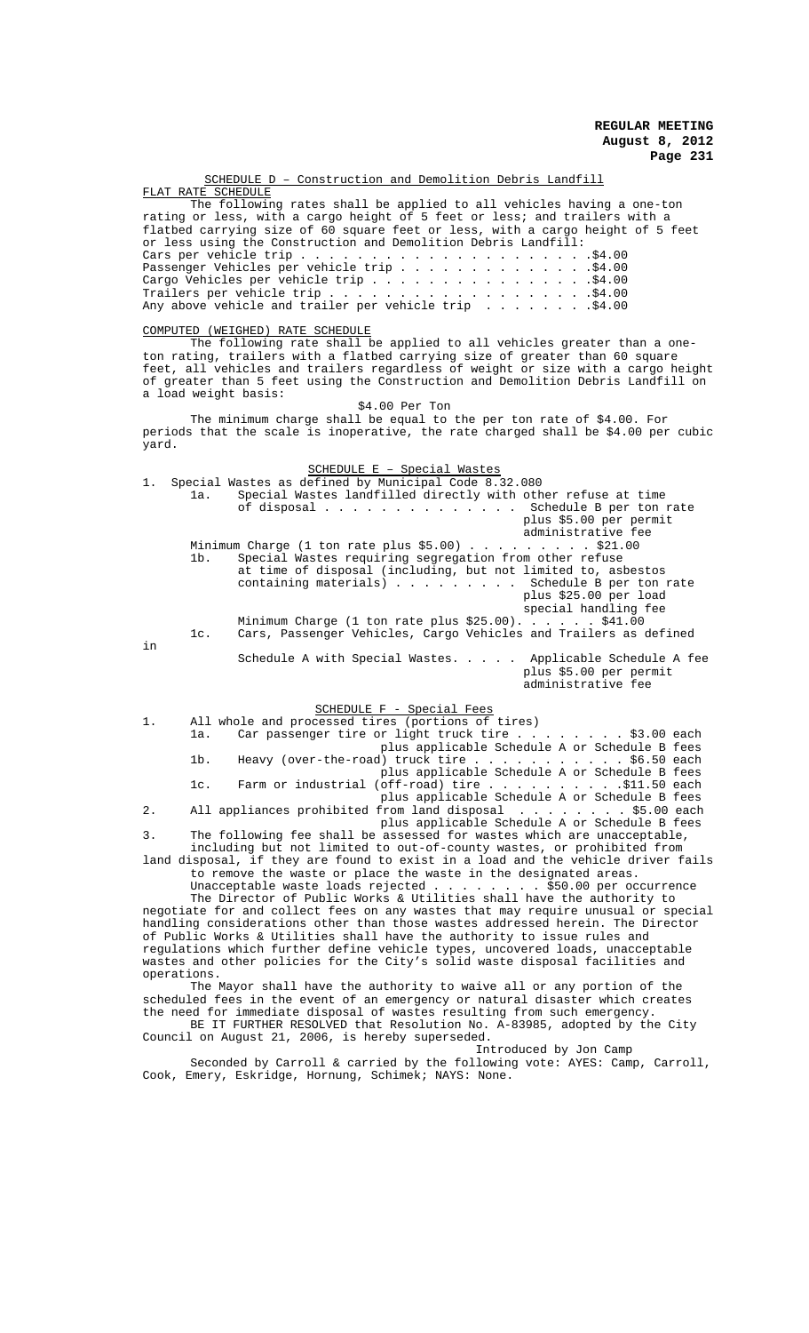SCHEDULE D – Construction and Demolition Debris Landfill

FLAT RATE SCHEDULE

The following rates shall be applied to all vehicles having a one-ton rating or less, with a cargo height of 5 feet or less; and trailers with a flatbed carrying size of 60 square feet or less, with a cargo height of 5 feet or less using the Construction and Demolition Debris Landfill:

Cars per vehicle trip . . . . . . . . . . . . . . . . . . . . .$4.00
Passenger Vehicles per vehicle trip . . . . . . . . . . . . . .$4.00
Cargo Vehicles per vehicle trip . . . . . . . . . . . . . . . .$4.00
Trailers per vehicle trip . . . . . . . . . . . . . . . . . . .$4.00
Any above vehicle and trailer per vehicle trip . . . . . . . .$4.00

COMPUTED (WEIGHED) RATE SCHEDULE

The following rate shall be applied to all vehicles greater than a one-ton rating, trailers with a flatbed carrying size of greater than 60 square feet, all vehicles and trailers regardless of weight or size with a cargo height of greater than 5 feet using the Construction and Demolition Debris Landfill on a load weight basis:

$4.00 Per Ton

The minimum charge shall be equal to the per ton rate of $4.00. For periods that the scale is inoperative, the rate charged shall be $4.00 per cubic yard.

SCHEDULE E – Special Wastes

1. Special Wastes as defined by Municipal Code 8.32.080
   - 1a. Special Wastes landfilled directly with other refuse at time of disposal . . . . . . . . . . . . . . Schedule B per ton rate plus $5.00 per permit administrative fee

     Minimum Charge (1 ton rate plus $5.00) . . . . . . . . . $21.00
   - 1b. Special Wastes requiring segregation from other refuse at time of disposal (including, but not limited to, asbestos containing materials) . . . . . . . . . Schedule B per ton rate plus $25.00 per load special handling fee

     Minimum Charge (1 ton rate plus $25.00). . . . . . $41.00
   - 1c. Cars, Passenger Vehicles, Cargo Vehicles and Trailers as defined in Schedule A with Special Wastes. . . . . Applicable Schedule A fee plus $5.00 per permit administrative fee

SCHEDULE F - Special Fees

1. All whole and processed tires (portions of tires)
   - 1a. Car passenger tire or light truck tire . . . . . . . . $3.00 each plus applicable Schedule A or Schedule B fees
   - 1b. Heavy (over-the-road) truck tire . . . . . . . . . . . $6.50 each plus applicable Schedule A or Schedule B fees
   - 1c. Farm or industrial (off-road) tire . . . . . . . . . .$11.50 each plus applicable Schedule A or Schedule B fees
2. All appliances prohibited from land disposal . . . . . . . . $5.00 each plus applicable Schedule A or Schedule B fees
3. The following fee shall be assessed for wastes which are unacceptable, including but not limited to out-of-county wastes, or prohibited from land disposal, if they are found to exist in a load and the vehicle driver fails to remove the waste or place the waste in the designated areas.

   Unacceptable waste loads rejected . . . . . . . . $50.00 per occurrence

The Director of Public Works & Utilities shall have the authority to negotiate for and collect fees on any wastes that may require unusual or special handling considerations other than those wastes addressed herein. The Director of Public Works & Utilities shall have the authority to issue rules and regulations which further define vehicle types, uncovered loads, unacceptable wastes and other policies for the City's solid waste disposal facilities and operations.

The Mayor shall have the authority to waive all or any portion of the scheduled fees in the event of an emergency or natural disaster which creates the need for immediate disposal of wastes resulting from such emergency.

BE IT FURTHER RESOLVED that Resolution No. A-83985, adopted by the City Council on August 21, 2006, is hereby superseded.

Introduced by Jon Camp

Seconded by Carroll & carried by the following vote: AYES: Camp, Carroll, Cook, Emery, Eskridge, Hornung, Schimek; NAYS: None.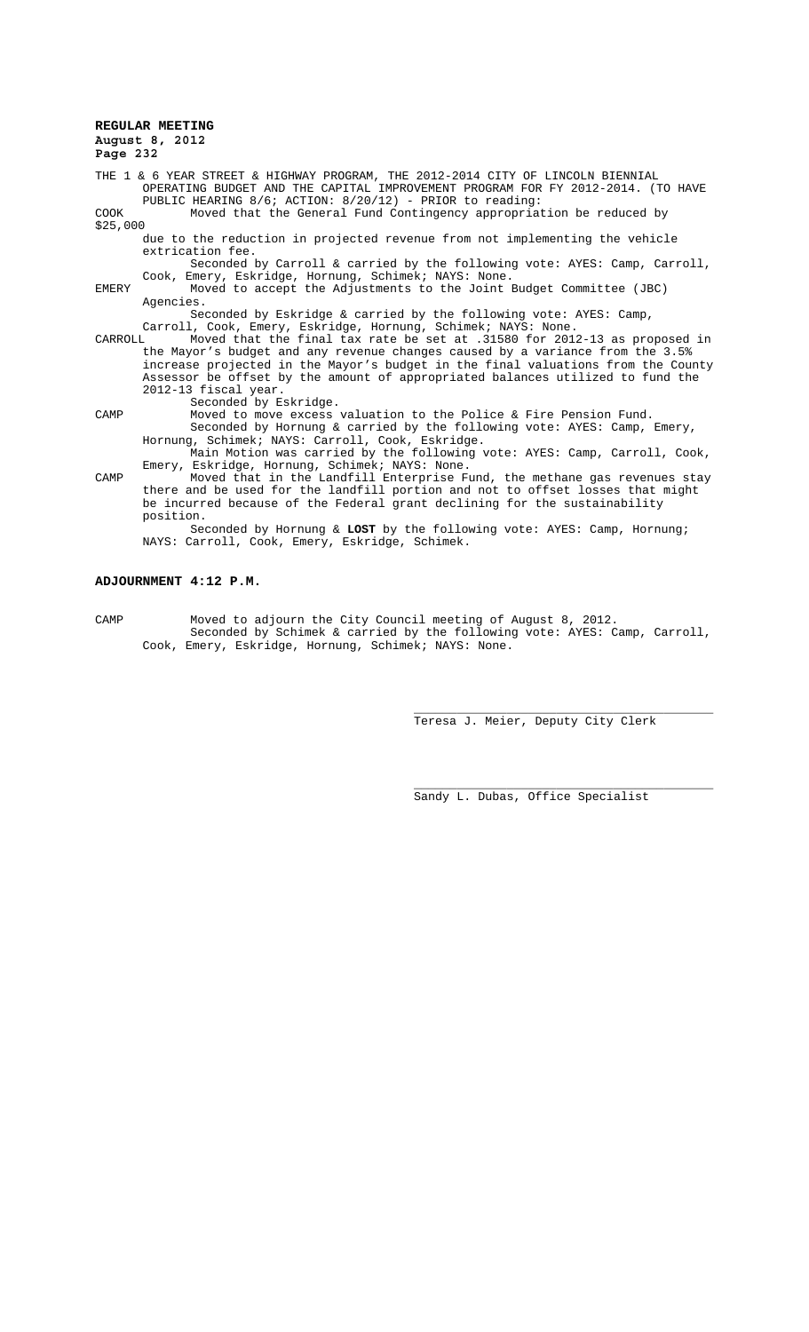THE 1 & 6 YEAR STREET & HIGHWAY PROGRAM, THE 2012-2014 CITY OF LINCOLN BIENNIAL OPERATING BUDGET AND THE CAPITAL IMPROVEMENT PROGRAM FOR FY 2012-2014. (TO HAVE PUBLIC HEARING 8/6; ACTION: 8/20/12) - PRIOR to reading:

COOK Moved that the General Fund Contingency appropriation be reduced by $25,000 due to the reduction in projected revenue from not implementing the vehicle extrication fee.

Seconded by Carroll & carried by the following vote: AYES: Camp, Carroll, Cook, Emery, Eskridge, Hornung, Schimek; NAYS: None.

EMERY Moved to accept the Adjustments to the Joint Budget Committee (JBC) Agencies.

Seconded by Eskridge & carried by the following vote: AYES: Camp, Carroll, Cook, Emery, Eskridge, Hornung, Schimek; NAYS: None.

CARROLL Moved that the final tax rate be set at .31580 for 2012-13 as proposed in the Mayor's budget and any revenue changes caused by a variance from the 3.5% increase projected in the Mayor's budget in the final valuations from the County Assessor be offset by the amount of appropriated balances utilized to fund the 2012-13 fiscal year.

Seconded by Eskridge.

CAMP Moved to move excess valuation to the Police & Fire Pension Fund.

Seconded by Hornung & carried by the following vote: AYES: Camp, Emery, Hornung, Schimek; NAYS: Carroll, Cook, Eskridge.

Main Motion was carried by the following vote: AYES: Camp, Carroll, Cook, Emery, Eskridge, Hornung, Schimek; NAYS: None.

CAMP Moved that in the Landfill Enterprise Fund, the methane gas revenues stay there and be used for the landfill portion and not to offset losses that might be incurred because of the Federal grant declining for the sustainability position.

Seconded by Hornung & **LOST** by the following vote: AYES: Camp, Hornung; NAYS: Carroll, Cook, Emery, Eskridge, Schimek.

## ADJOURNMENT 4:12 P.M.

CAMP Moved to adjourn the City Council meeting of August 8, 2012.

Seconded by Schimek & carried by the following vote: AYES: Camp, Carroll, Cook, Emery, Eskridge, Hornung, Schimek; NAYS: None.

Teresa J. Meier, Deputy City Clerk

Sandy L. Dubas, Office Specialist